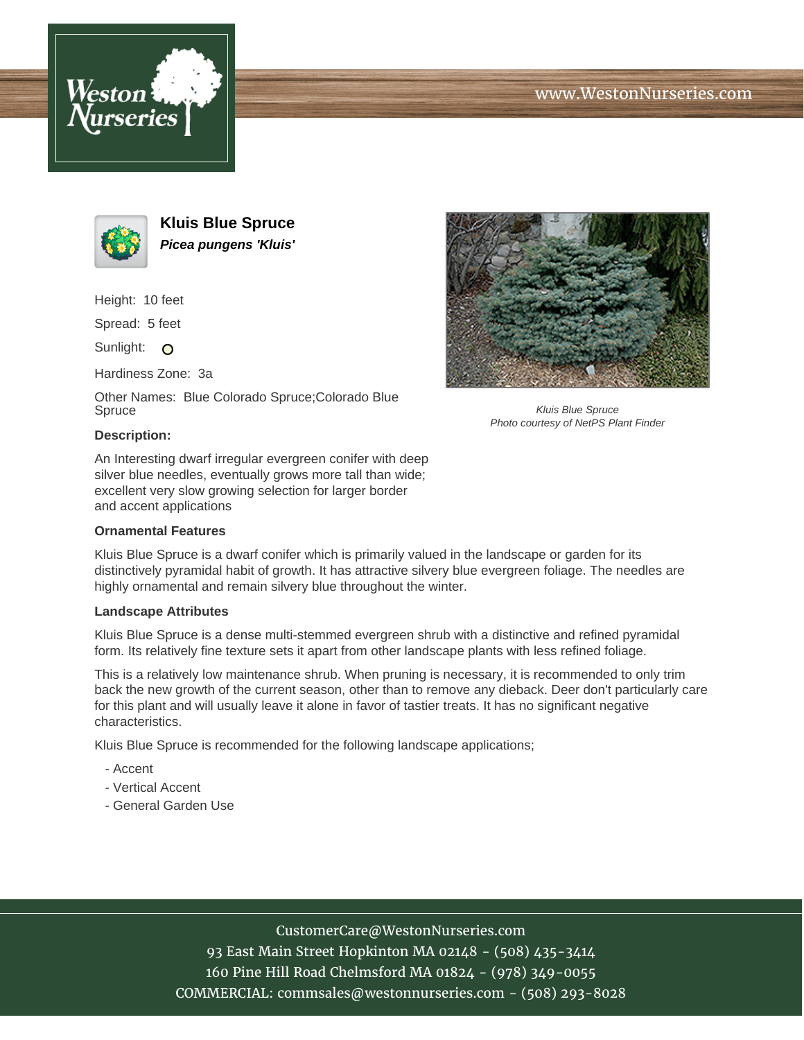# Kluis Blue Spruce

***Picea pungens 'Kluis'***

Height: 10 feet

Spread: 5 feet

Sunlight: ○

Hardiness Zone: 3a

Other Names: Blue Colorado Spruce;Colorado Blue Spruce

Kluis Blue Spruce
*Photo courtesy of NetPS Plant Finder*

**Description:**

An Interesting dwarf irregular evergreen conifer with deep silver blue needles, eventually grows more tall than wide; excellent very slow growing selection for larger border and accent applications

**Ornamental Features**

Kluis Blue Spruce is a dwarf conifer which is primarily valued in the landscape or garden for its distinctively pyramidal habit of growth. It has attractive silvery blue evergreen foliage. The needles are highly ornamental and remain silvery blue throughout the winter.

**Landscape Attributes**

Kluis Blue Spruce is a dense multi-stemmed evergreen shrub with a distinctive and refined pyramidal form. Its relatively fine texture sets it apart from other landscape plants with less refined foliage.

This is a relatively low maintenance shrub. When pruning is necessary, it is recommended to only trim back the new growth of the current season, other than to remove any dieback. Deer don't particularly care for this plant and will usually leave it alone in favor of tastier treats. It has no significant negative characteristics.

Kluis Blue Spruce is recommended for the following landscape applications;

- Accent
- Vertical Accent
- General Garden Use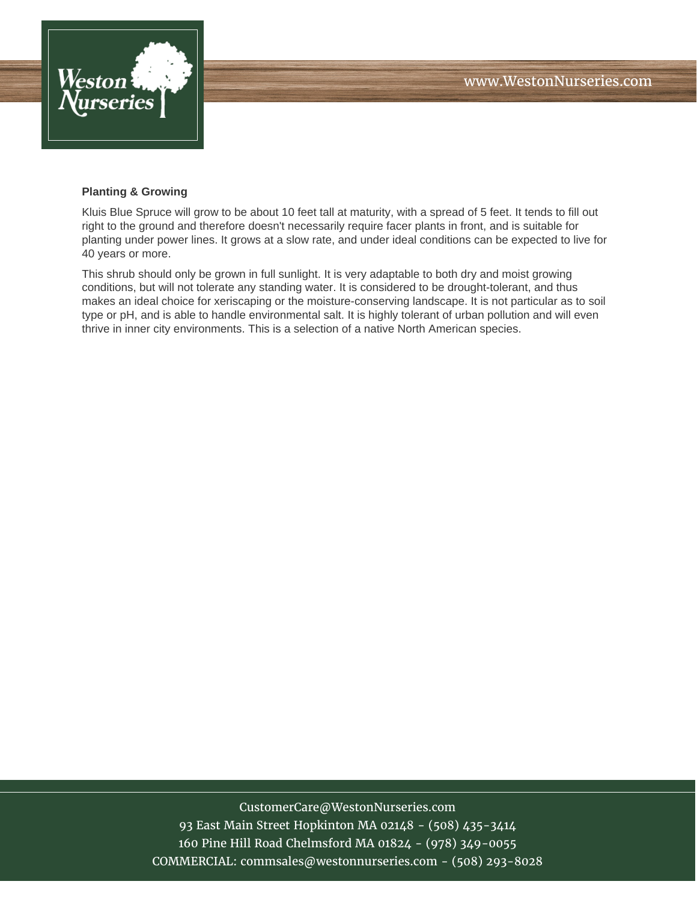**Planting & Growing**

Kluis Blue Spruce will grow to be about 10 feet tall at maturity, with a spread of 5 feet. It tends to fill out right to the ground and therefore doesn't necessarily require facer plants in front, and is suitable for planting under power lines. It grows at a slow rate, and under ideal conditions can be expected to live for 40 years or more.

This shrub should only be grown in full sunlight. It is very adaptable to both dry and moist growing conditions, but will not tolerate any standing water. It is considered to be drought-tolerant, and thus makes an ideal choice for xeriscaping or the moisture-conserving landscape. It is not particular as to soil type or pH, and is able to handle environmental salt. It is highly tolerant of urban pollution and will even thrive in inner city environments. This is a selection of a native North American species.